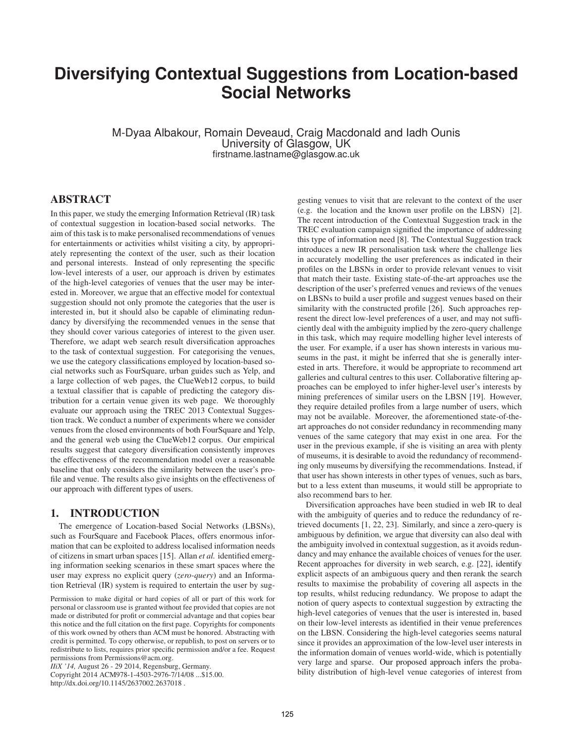# Diversifying Contextual Suggestions from Location-based Social Networks

M-Dyaa Albakour, Romain Deveaud, Craig Macdonald and Iadh Ounis
University of Glasgow, UK
firstname.lastname@glasgow.ac.uk

## ABSTRACT

In this paper, we study the emerging Information Retrieval (IR) task of contextual suggestion in location-based social networks. The aim of this task is to make personalised recommendations of venues for entertainments or activities whilst visiting a city, by appropriately representing the context of the user, such as their location and personal interests. Instead of only representing the specific low-level interests of a user, our approach is driven by estimates of the high-level categories of venues that the user may be interested in. Moreover, we argue that an effective model for contextual suggestion should not only promote the categories that the user is interested in, but it should also be capable of eliminating redundancy by diversifying the recommended venues in the sense that they should cover various categories of interest to the given user. Therefore, we adapt web search result diversification approaches to the task of contextual suggestion. For categorising the venues, we use the category classifications employed by location-based social networks such as FourSquare, urban guides such as Yelp, and a large collection of web pages, the ClueWeb12 corpus, to build a textual classifier that is capable of predicting the category distribution for a certain venue given its web page. We thoroughly evaluate our approach using the TREC 2013 Contextual Suggestion track. We conduct a number of experiments where we consider venues from the closed environments of both FourSquare and Yelp, and the general web using the ClueWeb12 corpus. Our empirical results suggest that category diversification consistently improves the effectiveness of the recommendation model over a reasonable baseline that only considers the similarity between the user's profile and venue. The results also give insights on the effectiveness of our approach with different types of users.

## 1. INTRODUCTION

The emergence of Location-based Social Networks (LBSNs), such as FourSquare and Facebook Places, offers enormous information that can be exploited to address localised information needs of citizens in smart urban spaces [15]. Allan *et al.* identified emerging information seeking scenarios in these smart spaces where the user may express no explicit query (*zero-query*) and an Information Retrieval (IR) system is required to entertain the user by suggesting venues to visit that are relevant to the context of the user (e.g. the location and the known user profile on the LBSN) [2]. The recent introduction of the Contextual Suggestion track in the TREC evaluation campaign signified the importance of addressing this type of information need [8]. The Contextual Suggestion track introduces a new IR personalisation task where the challenge lies in accurately modelling the user preferences as indicated in their profiles on the LBSNs in order to provide relevant venues to visit that match their taste. Existing state-of-the-art approaches use the description of the user's preferred venues and reviews of the venues on LBSNs to build a user profile and suggest venues based on their similarity with the constructed profile [26]. Such approaches represent the direct low-level preferences of a user, and may not sufficiently deal with the ambiguity implied by the zero-query challenge in this task, which may require modelling higher level interests of the user. For example, if a user has shown interests in various museums in the past, it might be inferred that she is generally interested in arts. Therefore, it would be appropriate to recommend art galleries and cultural centres to this user. Collaborative filtering approaches can be employed to infer higher-level user's interests by mining preferences of similar users on the LBSN [19]. However, they require detailed profiles from a large number of users, which may not be available. Moreover, the aforementioned state-of-the-art approaches do not consider redundancy in recommending many venues of the same category that may exist in one area. For the user in the previous example, if she is visiting an area with plenty of museums, it is desirable to avoid the redundancy of recommending only museums by diversifying the recommendations. Instead, if that user has shown interests in other types of venues, such as bars, but to a less extent than museums, it would still be appropriate to also recommend bars to her.

Diversification approaches have been studied in web IR to deal with the ambiguity of queries and to reduce the redundancy of retrieved documents [1, 22, 23]. Similarly, and since a zero-query is ambiguous by definition, we argue that diversity can also deal with the ambiguity involved in contextual suggestion, as it avoids redundancy and may enhance the available choices of venues for the user. Recent approaches for diversity in web search, e.g. [22], identify explicit aspects of an ambiguous query and then rerank the search results to maximise the probability of covering all aspects in the top results, whilst reducing redundancy. We propose to adapt the notion of query aspects to contextual suggestion by extracting the high-level categories of venues that the user is interested in, based on their low-level interests as identified in their venue preferences on the LBSN. Considering the high-level categories seems natural since it provides an approximation of the low-level user interests in the information domain of venues world-wide, which is potentially very large and sparse. Our proposed approach infers the probability distribution of high-level venue categories of interest from

Permission to make digital or hard copies of all or part of this work for personal or classroom use is granted without fee provided that copies are not made or distributed for profit or commercial advantage and that copies bear this notice and the full citation on the first page. Copyrights for components of this work owned by others than ACM must be honored. Abstracting with credit is permitted. To copy otherwise, or republish, to post on servers or to redistribute to lists, requires prior specific permission and/or a fee. Request permissions from Permissions@acm.org.
*IIiX '14,* August 26 - 29 2014, Regensburg, Germany.
Copyright 2014 ACM978-1-4503-2976-7/14/08 ...$15.00.
http://dx.doi.org/10.1145/2637002.2637018 .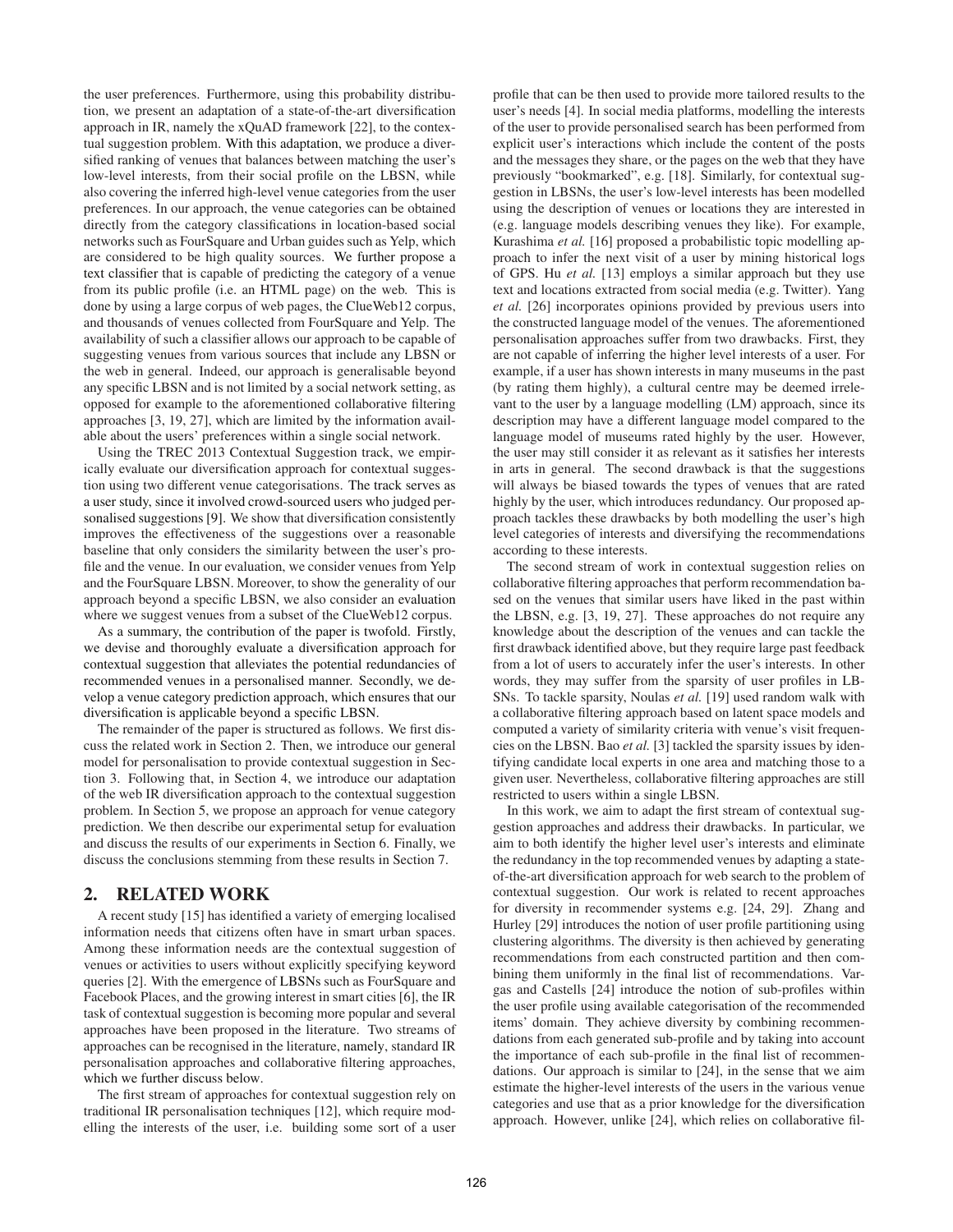the user preferences. Furthermore, using this probability distribution, we present an adaptation of a state-of-the-art diversification approach in IR, namely the xQuAD framework [22], to the contextual suggestion problem. With this adaptation, we produce a diversified ranking of venues that balances between matching the user's low-level interests, from their social profile on the LBSN, while also covering the inferred high-level venue categories from the user preferences. In our approach, the venue categories can be obtained directly from the category classifications in location-based social networks such as FourSquare and Urban guides such as Yelp, which are considered to be high quality sources. We further propose a text classifier that is capable of predicting the category of a venue from its public profile (i.e. an HTML page) on the web. This is done by using a large corpus of web pages, the ClueWeb12 corpus, and thousands of venues collected from FourSquare and Yelp. The availability of such a classifier allows our approach to be capable of suggesting venues from various sources that include any LBSN or the web in general. Indeed, our approach is generalisable beyond any specific LBSN and is not limited by a social network setting, as opposed for example to the aforementioned collaborative filtering approaches [3, 19, 27], which are limited by the information available about the users' preferences within a single social network.

Using the TREC 2013 Contextual Suggestion track, we empirically evaluate our diversification approach for contextual suggestion using two different venue categorisations. The track serves as a user study, since it involved crowd-sourced users who judged personalised suggestions [9]. We show that diversification consistently improves the effectiveness of the suggestions over a reasonable baseline that only considers the similarity between the user's profile and the venue. In our evaluation, we consider venues from Yelp and the FourSquare LBSN. Moreover, to show the generality of our approach beyond a specific LBSN, we also consider an evaluation where we suggest venues from a subset of the ClueWeb12 corpus.

As a summary, the contribution of the paper is twofold. Firstly, we devise and thoroughly evaluate a diversification approach for contextual suggestion that alleviates the potential redundancies of recommended venues in a personalised manner. Secondly, we develop a venue category prediction approach, which ensures that our diversification is applicable beyond a specific LBSN.

The remainder of the paper is structured as follows. We first discuss the related work in Section 2. Then, we introduce our general model for personalisation to provide contextual suggestion in Section 3. Following that, in Section 4, we introduce our adaptation of the web IR diversification approach to the contextual suggestion problem. In Section 5, we propose an approach for venue category prediction. We then describe our experimental setup for evaluation and discuss the results of our experiments in Section 6. Finally, we discuss the conclusions stemming from these results in Section 7.

## 2. RELATED WORK

A recent study [15] has identified a variety of emerging localised information needs that citizens often have in smart urban spaces. Among these information needs are the contextual suggestion of venues or activities to users without explicitly specifying keyword queries [2]. With the emergence of LBSNs such as FourSquare and Facebook Places, and the growing interest in smart cities [6], the IR task of contextual suggestion is becoming more popular and several approaches have been proposed in the literature. Two streams of approaches can be recognised in the literature, namely, standard IR personalisation approaches and collaborative filtering approaches, which we further discuss below.

The first stream of approaches for contextual suggestion rely on traditional IR personalisation techniques [12], which require modelling the interests of the user, i.e. building some sort of a user profile that can be then used to provide more tailored results to the user's needs [4]. In social media platforms, modelling the interests of the user to provide personalised search has been performed from explicit user's interactions which include the content of the posts and the messages they share, or the pages on the web that they have previously "bookmarked", e.g. [18]. Similarly, for contextual suggestion in LBSNs, the user's low-level interests has been modelled using the description of venues or locations they are interested in (e.g. language models describing venues they like). For example, Kurashima *et al.* [16] proposed a probabilistic topic modelling approach to infer the next visit of a user by mining historical logs of GPS. Hu *et al.* [13] employs a similar approach but they use text and locations extracted from social media (e.g. Twitter). Yang *et al.* [26] incorporates opinions provided by previous users into the constructed language model of the venues. The aforementioned personalisation approaches suffer from two drawbacks. First, they are not capable of inferring the higher level interests of a user. For example, if a user has shown interests in many museums in the past (by rating them highly), a cultural centre may be deemed irrelevant to the user by a language modelling (LM) approach, since its description may have a different language model compared to the language model of museums rated highly by the user. However, the user may still consider it as relevant as it satisfies her interests in arts in general. The second drawback is that the suggestions will always be biased towards the types of venues that are rated highly by the user, which introduces redundancy. Our proposed approach tackles these drawbacks by both modelling the user's high level categories of interests and diversifying the recommendations according to these interests.

The second stream of work in contextual suggestion relies on collaborative filtering approaches that perform recommendation based on the venues that similar users have liked in the past within the LBSN, e.g. [3, 19, 27]. These approaches do not require any knowledge about the description of the venues and can tackle the first drawback identified above, but they require large past feedback from a lot of users to accurately infer the user's interests. In other words, they may suffer from the sparsity of user profiles in LBSNs. To tackle sparsity, Noulas *et al.* [19] used random walk with a collaborative filtering approach based on latent space models and computed a variety of similarity criteria with venue's visit frequencies on the LBSN. Bao *et al.* [3] tackled the sparsity issues by identifying candidate local experts in one area and matching those to a given user. Nevertheless, collaborative filtering approaches are still restricted to users within a single LBSN.

In this work, we aim to adapt the first stream of contextual suggestion approaches and address their drawbacks. In particular, we aim to both identify the higher level user's interests and eliminate the redundancy in the top recommended venues by adapting a state-of-the-art diversification approach for web search to the problem of contextual suggestion. Our work is related to recent approaches for diversity in recommender systems e.g. [24, 29]. Zhang and Hurley [29] introduces the notion of user profile partitioning using clustering algorithms. The diversity is then achieved by generating recommendations from each constructed partition and then combining them uniformly in the final list of recommendations. Vargas and Castells [24] introduce the notion of sub-profiles within the user profile using available categorisation of the recommended items' domain. They achieve diversity by combining recommendations from each generated sub-profile and by taking into account the importance of each sub-profile in the final list of recommendations. Our approach is similar to [24], in the sense that we aim estimate the higher-level interests of the users in the various venue categories and use that as a prior knowledge for the diversification approach. However, unlike [24], which relies on collaborative fil-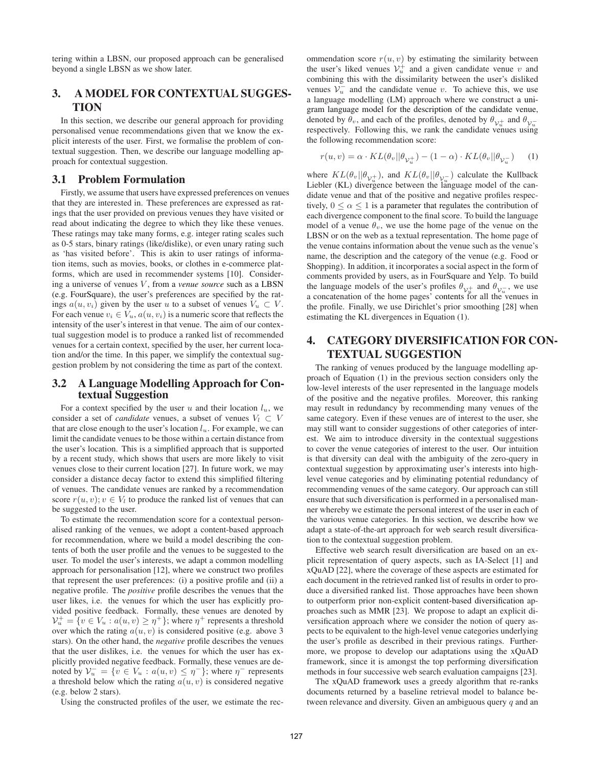tering within a LBSN, our proposed approach can be generalised beyond a single LBSN as we show later.

## 3. A MODEL FOR CONTEXTUAL SUGGESTION

In this section, we describe our general approach for providing personalised venue recommendations given that we know the explicit interests of the user. First, we formalise the problem of contextual suggestion. Then, we describe our language modelling approach for contextual suggestion.

### 3.1 Problem Formulation

Firstly, we assume that users have expressed preferences on venues that they are interested in. These preferences are expressed as ratings that the user provided on previous venues they have visited or read about indicating the degree to which they like these venues. These ratings may take many forms, e.g. integer rating scales such as 0-5 stars, binary ratings (like/dislike), or even unary rating such as 'has visited before'. This is akin to user ratings of information items, such as movies, books, or clothes in e-commerce platforms, which are used in recommender systems [10]. Considering a universe of venues $V$, from a *venue source* such as a LBSN (e.g. FourSquare), the user's preferences are specified by the ratings $a(u, v_i)$ given by the user $u$ to a subset of venues $V_u \subset V$. For each venue $v_i \in V_u$, $a(u, v_i)$ is a numeric score that reflects the intensity of the user's interest in that venue. The aim of our contextual suggestion model is to produce a ranked list of recommended venues for a certain context, specified by the user, her current location and/or the time. In this paper, we simplify the contextual suggestion problem by not considering the time as part of the context.

### 3.2 A Language Modelling Approach for Contextual Suggestion

For a context specified by the user $u$ and their location $l_u$, we consider a set of *candidate* venues, a subset of venues $V_l \subset V$ that are close enough to the user's location $l_u$. For example, we can limit the candidate venues to be those within a certain distance from the user's location. This is a simplified approach that is supported by a recent study, which shows that users are more likely to visit venues close to their current location [27]. In future work, we may consider a distance decay factor to extend this simplified filtering of venues. The candidate venues are ranked by a recommendation score $r(u, v); v \in V_l$ to produce the ranked list of venues that can be suggested to the user.

To estimate the recommendation score for a contextual personalised ranking of the venues, we adopt a content-based approach for recommendation, where we build a model describing the contents of both the user profile and the venues to be suggested to the user. To model the user's interests, we adapt a common modelling approach for personalisation [12], where we construct two profiles that represent the user preferences: (i) a positive profile and (ii) a negative profile. The *positive* profile describes the venues that the user likes, i.e. the venues for which the user has explicitly provided positive feedback. Formally, these venues are denoted by $\mathcal{V}_u^+ = \{v \in V_u : a(u, v) \geq \eta^+\}$; where $\eta^+$ represents a threshold over which the rating $a(u, v)$ is considered positive (e.g. above 3 stars). On the other hand, the *negative* profile describes the venues that the user dislikes, i.e. the venues for which the user has explicitly provided negative feedback. Formally, these venues are denoted by $\mathcal{V}_u^- = \{v \in V_u : a(u, v) \leq \eta^-\}$; where $\eta^-$ represents a threshold below which the rating $a(u, v)$ is considered negative (e.g. below 2 stars).

Using the constructed profiles of the user, we estimate the recommendation score $r(u, v)$ by estimating the similarity between the user's liked venues $\mathcal{V}_u^+$ and a given candidate venue $v$ and combining this with the dissimilarity between the user's disliked venues $\mathcal{V}_u^-$ and the candidate venue $v$. To achieve this, we use a language modelling (LM) approach where we construct a unigram language model for the description of the candidate venue, denoted by $\theta_v$, and each of the profiles, denoted by $\theta_{\mathcal{V}_u^+}$ and $\theta_{\mathcal{V}_u^-}$ respectively. Following this, we rank the candidate venues using the following recommendation score:

$$r(u, v) = \alpha \cdot KL(\theta_v || \theta_{\mathcal{V}_u^+}) - (1 - \alpha) \cdot KL(\theta_v || \theta_{\mathcal{V}_u^-}) \quad (1)$$

where $KL(\theta_v || \theta_{\mathcal{V}_u^+})$, and $KL(\theta_v || \theta_{\mathcal{V}_u^-})$ calculate the Kullback Liebler (KL) divergence between the language model of the candidate venue and that of the positive and negative profiles respectively, $0 \leq \alpha \leq 1$ is a parameter that regulates the contribution of each divergence component to the final score. To build the language model of a venue $\theta_v$, we use the home page of the venue on the LBSN or on the web as a textual representation. The home page of the venue contains information about the venue such as the venue's name, the description and the category of the venue (e.g. Food or Shopping). In addition, it incorporates a social aspect in the form of comments provided by users, as in FourSquare and Yelp. To build the language models of the user's profiles $\theta_{\mathcal{V}_u^+}$ and $\theta_{\mathcal{V}_u^-}$, we use a concatenation of the home pages' contents for all the venues in the profile. Finally, we use Dirichlet's prior smoothing [28] when estimating the KL divergences in Equation (1).

## 4. CATEGORY DIVERSIFICATION FOR CONTEXTUAL SUGGESTION

The ranking of venues produced by the language modelling approach of Equation (1) in the previous section considers only the low-level interests of the user represented in the language models of the positive and the negative profiles. Moreover, this ranking may result in redundancy by recommending many venues of the same category. Even if these venues are of interest to the user, she may still want to consider suggestions of other categories of interest. We aim to introduce diversity in the contextual suggestions to cover the venue categories of interest to the user. Our intuition is that diversity can deal with the ambiguity of the zero-query in contextual suggestion by approximating user's interests into high-level venue categories and by eliminating potential redundancy of recommending venues of the same category. Our approach can still ensure that such diversification is performed in a personalised manner whereby we estimate the personal interest of the user in each of the various venue categories. In this section, we describe how we adapt a state-of-the-art approach for web search result diversification to the contextual suggestion problem.

Effective web search result diversification are based on an explicit representation of query aspects, such as IA-Select [1] and xQuAD [22], where the coverage of these aspects are estimated for each document in the retrieved ranked list of results in order to produce a diversified ranked list. Those approaches have been shown to outperform prior non-explicit content-based diversification approaches such as MMR [23]. We propose to adapt an explicit diversification approach where we consider the notion of query aspects to be equivalent to the high-level venue categories underlying the user's profile as described in their previous ratings. Furthermore, we propose to develop our adaptations using the xQuAD framework, since it is amongst the top performing diversification methods in four successive web search evaluation campaigns [23].

The xQuAD framework uses a greedy algorithm that re-ranks documents returned by a baseline retrieval model to balance between relevance and diversity. Given an ambiguous query $q$ and an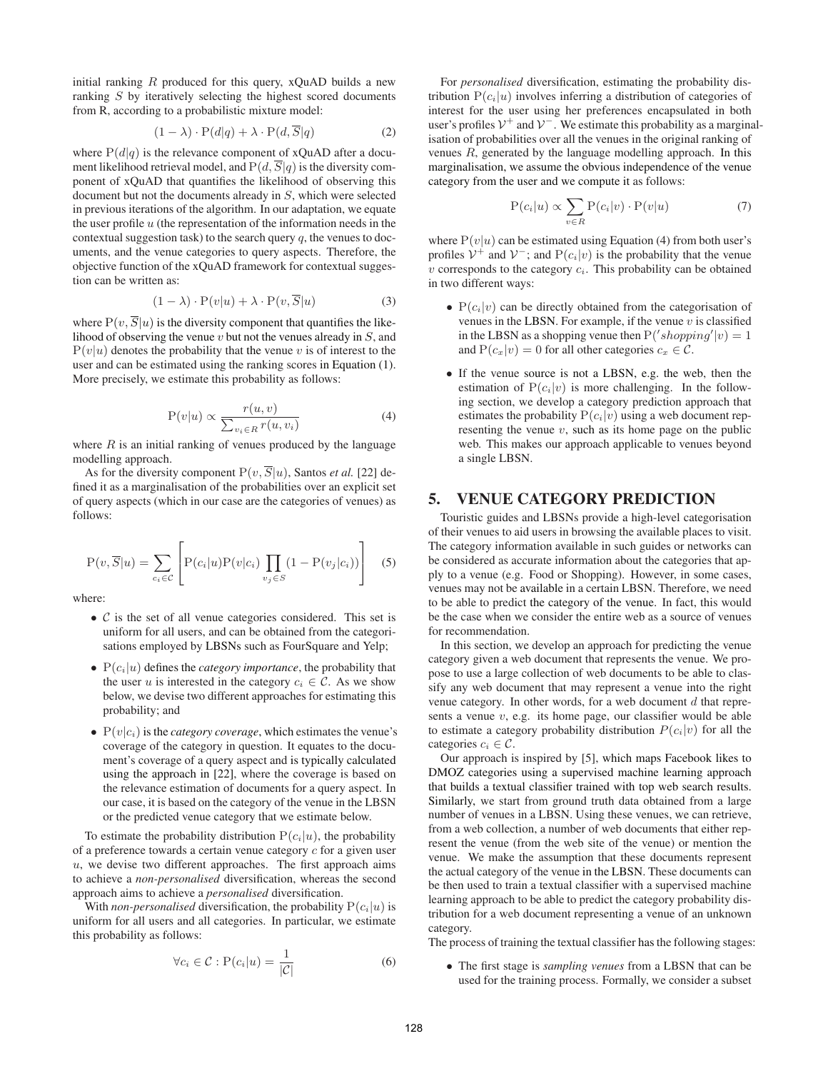initial ranking $R$ produced for this query, xQuAD builds a new ranking $S$ by iteratively selecting the highest scored documents from R, according to a probabilistic mixture model:

$$(1 - \lambda) \cdot \mathrm{P}(d|q) + \lambda \cdot \mathrm{P}(d, \overline{S}|q) \tag{2}$$

where $\mathrm{P}(d|q)$ is the relevance component of xQuAD after a document likelihood retrieval model, and $\mathrm{P}(d, \overline{S}|q)$ is the diversity component of xQuAD that quantifies the likelihood of observing this document but not the documents already in $S$, which were selected in previous iterations of the algorithm. In our adaptation, we equate the user profile $u$ (the representation of the information needs in the contextual suggestion task) to the search query $q$, the venues to documents, and the venue categories to query aspects. Therefore, the objective function of the xQuAD framework for contextual suggestion can be written as:

$$(1 - \lambda) \cdot \mathrm{P}(v|u) + \lambda \cdot \mathrm{P}(v, \overline{S}|u) \tag{3}$$

where $\mathrm{P}(v, \overline{S}|u)$ is the diversity component that quantifies the likelihood of observing the venue $v$ but not the venues already in $S$, and $\mathrm{P}(v|u)$ denotes the probability that the venue $v$ is of interest to the user and can be estimated using the ranking scores in Equation (1). More precisely, we estimate this probability as follows:

$$\mathrm{P}(v|u) \propto \frac{r(u, v)}{\sum_{v_i \in R} r(u, v_i)} \tag{4}$$

where $R$ is an initial ranking of venues produced by the language modelling approach.

As for the diversity component $\mathrm{P}(v, \overline{S}|u)$, Santos *et al.* [22] defined it as a marginalisation of the probabilities over an explicit set of query aspects (which in our case are the categories of venues) as follows:

$$\mathrm{P}(v, \overline{S}|u) = \sum_{c_i \in \mathcal{C}} \left[ \mathrm{P}(c_i|u) \mathrm{P}(v|c_i) \prod_{v_j \in S} (1 - \mathrm{P}(v_j|c_i)) \right] \tag{5}$$

where:

- $\mathcal{C}$ is the set of all venue categories considered. This set is uniform for all users, and can be obtained from the categorisations employed by LBSNs such as FourSquare and Yelp;
- $\mathrm{P}(c_i|u)$ defines the *category importance*, the probability that the user $u$ is interested in the category $c_i \in \mathcal{C}$. As we show below, we devise two different approaches for estimating this probability; and
- $\mathrm{P}(v|c_i)$ is the *category coverage*, which estimates the venue's coverage of the category in question. It equates to the document's coverage of a query aspect and is typically calculated using the approach in [22], where the coverage is based on the relevance estimation of documents for a query aspect. In our case, it is based on the category of the venue in the LBSN or the predicted venue category that we estimate below.

To estimate the probability distribution $\mathrm{P}(c_i|u)$, the probability of a preference towards a certain venue category $c$ for a given user $u$, we devise two different approaches. The first approach aims to achieve a *non-personalised* diversification, whereas the second approach aims to achieve a *personalised* diversification.

With *non-personalised* diversification, the probability $\mathrm{P}(c_i|u)$ is uniform for all users and all categories. In particular, we estimate this probability as follows:

$$\forall c_i \in \mathcal{C} : \mathrm{P}(c_i|u) = \frac{1}{|\mathcal{C}|} \tag{6}$$

For *personalised* diversification, estimating the probability distribution $\mathrm{P}(c_i|u)$ involves inferring a distribution of categories of interest for the user using her preferences encapsulated in both user's profiles $\mathcal{V}^+$ and $\mathcal{V}^-$. We estimate this probability as a marginalisation of probabilities over all the venues in the original ranking of venues $R$, generated by the language modelling approach. In this marginalisation, we assume the obvious independence of the venue category from the user and we compute it as follows:

$$\mathrm{P}(c_i|u) \propto \sum_{v \in R} \mathrm{P}(c_i|v) \cdot \mathrm{P}(v|u) \tag{7}$$

where $\mathrm{P}(v|u)$ can be estimated using Equation (4) from both user's profiles $\mathcal{V}^+$ and $\mathcal{V}^-$; and $\mathrm{P}(c_i|v)$ is the probability that the venue $v$ corresponds to the category $c_i$. This probability can be obtained in two different ways:

- $\mathrm{P}(c_i|v)$ can be directly obtained from the categorisation of venues in the LBSN. For example, if the venue $v$ is classified in the LBSN as a shopping venue then $\mathrm{P}('shopping'|v) = 1$ and $\mathrm{P}(c_x|v) = 0$ for all other categories $c_x \in \mathcal{C}$.
- If the venue source is not a LBSN, e.g. the web, then the estimation of $\mathrm{P}(c_i|v)$ is more challenging. In the following section, we develop a category prediction approach that estimates the probability $\mathrm{P}(c_i|v)$ using a web document representing the venue $v$, such as its home page on the public web. This makes our approach applicable to venues beyond a single LBSN.

## 5. VENUE CATEGORY PREDICTION

Touristic guides and LBSNs provide a high-level categorisation of their venues to aid users in browsing the available places to visit. The category information available in such guides or networks can be considered as accurate information about the categories that apply to a venue (e.g. Food or Shopping). However, in some cases, venues may not be available in a certain LBSN. Therefore, we need to be able to predict the category of the venue. In fact, this would be the case when we consider the entire web as a source of venues for recommendation.

In this section, we develop an approach for predicting the venue category given a web document that represents the venue. We propose to use a large collection of web documents to be able to classify any web document that may represent a venue into the right venue category. In other words, for a web document $d$ that represents a venue $v$, e.g. its home page, our classifier would be able to estimate a category probability distribution $P(c_i|v)$ for all the categories $c_i \in \mathcal{C}$.

Our approach is inspired by [5], which maps Facebook likes to DMOZ categories using a supervised machine learning approach that builds a textual classifier trained with top web search results. Similarly, we start from ground truth data obtained from a large number of venues in a LBSN. Using these venues, we can retrieve, from a web collection, a number of web documents that either represent the venue (from the web site of the venue) or mention the venue. We make the assumption that these documents represent the actual category of the venue in the LBSN. These documents can be then used to train a textual classifier with a supervised machine learning approach to be able to predict the category probability distribution for a web document representing a venue of an unknown category.

The process of training the textual classifier has the following stages:

- The first stage is *sampling venues* from a LBSN that can be used for the training process. Formally, we consider a subset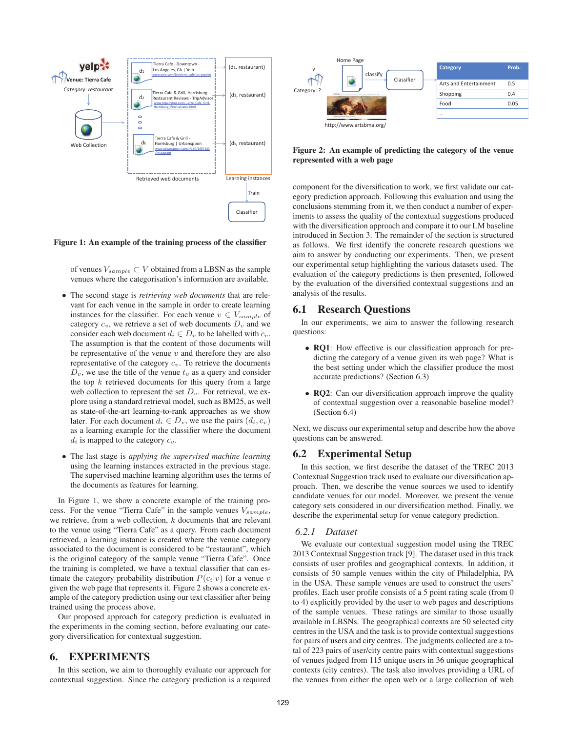Figure 1: An example of the training process of the classifier

Figure 2: An example of predicting the category of the venue represented with a web page

of venues $V_{sample} \subset V$ obtained from a LBSN as the sample venues where the categorisation's information are available.

- The second stage is *retrieving web documents* that are relevant for each venue in the sample in order to create learning instances for the classifier. For each venue $v \in V_{sample}$ of category $c_v$, we retrieve a set of web documents $D_v$ and we consider each web document $d_i \in D_v$ to be labelled with $c_v$. The assumption is that the content of those documents will be representative of the venue $v$ and therefore they also are representative of the category $c_v$. To retrieve the documents $D_v$, we use the title of the venue $t_v$ as a query and consider the top $k$ retrieved documents for this query from a large web collection to represent the set $D_v$. For retrieval, we explore using a standard retrieval model, such as BM25, as well as state-of-the-art learning-to-rank approaches as we show later. For each document $d_i \in D_v$, we use the pairs $(d_i, c_v)$ as a learning example for the classifier where the document $d_i$ is mapped to the category $c_v$.

- The last stage is *applying the supervised machine learning* using the learning instances extracted in the previous stage. The supervised machine learning algorithm uses the terms of the documents as features for learning.

In Figure 1, we show a concrete example of the training process. For the venue "Tierra Cafe" in the sample venues $V_{sample}$, we retrieve, from a web collection, $k$ documents that are relevant to the venue using "Tierra Cafe" as a query. From each document retrieved, a learning instance is created where the venue category associated to the document is considered to be "restaurant", which is the original category of the sample venue "Tierra Cafe". Once the training is completed, we have a textual classifier that can estimate the category probability distribution $P(c_i|v)$ for a venue $v$ given the web page that represents it. Figure 2 shows a concrete example of the category prediction using our text classifier after being trained using the process above.

Our proposed approach for category prediction is evaluated in the experiments in the coming section, before evaluating our category diversification for contextual suggestion.

# 6. EXPERIMENTS

In this section, we aim to thoroughly evaluate our approach for contextual suggestion. Since the category prediction is a required component for the diversification to work, we first validate our category prediction approach. Following this evaluation and using the conclusions stemming from it, we then conduct a number of experiments to assess the quality of the contextual suggestions produced with the diversification approach and compare it to our LM baseline introduced in Section 3. The remainder of the section is structured as follows. We first identify the concrete research questions we aim to answer by conducting our experiments. Then, we present our experimental setup highlighting the various datasets used. The evaluation of the category predictions is then presented, followed by the evaluation of the diversified contextual suggestions and an analysis of the results.

## 6.1 Research Questions

In our experiments, we aim to answer the following research questions:

- **RQ1**: How effective is our classification approach for predicting the category of a venue given its web page? What is the best setting under which the classifier produce the most accurate predictions? (Section 6.3)

- **RQ2**: Can our diversification approach improve the quality of contextual suggestion over a reasonable baseline model? (Section 6.4)

Next, we discuss our experimental setup and describe how the above questions can be answered.

## 6.2 Experimental Setup

In this section, we first describe the dataset of the TREC 2013 Contextual Suggestion track used to evaluate our diversification approach. Then, we describe the venue sources we used to identify candidate venues for our model. Moreover, we present the venue category sets considered in our diversification method. Finally, we describe the experimental setup for venue category prediction.

### 6.2.1 Dataset

We evaluate our contextual suggestion model using the TREC 2013 Contextual Suggestion track [9]. The dataset used in this track consists of user profiles and geographical contexts. In addition, it consists of 50 sample venues within the city of Philadelphia, PA in the USA. These sample venues are used to construct the users' profiles. Each user profile consists of a 5 point rating scale (from 0 to 4) explicitly provided by the user to web pages and descriptions of the sample venues. These ratings are similar to those usually available in LBSNs. The geographical contexts are 50 selected city centres in the USA and the task is to provide contextual suggestions for pairs of users and city centres. The judgments collected are a total of 223 pairs of user/city centre pairs with contextual suggestions of venues judged from 115 unique users in 36 unique geographical contexts (city centres). The task also involves providing a URL of the venues from either the open web or a large collection of web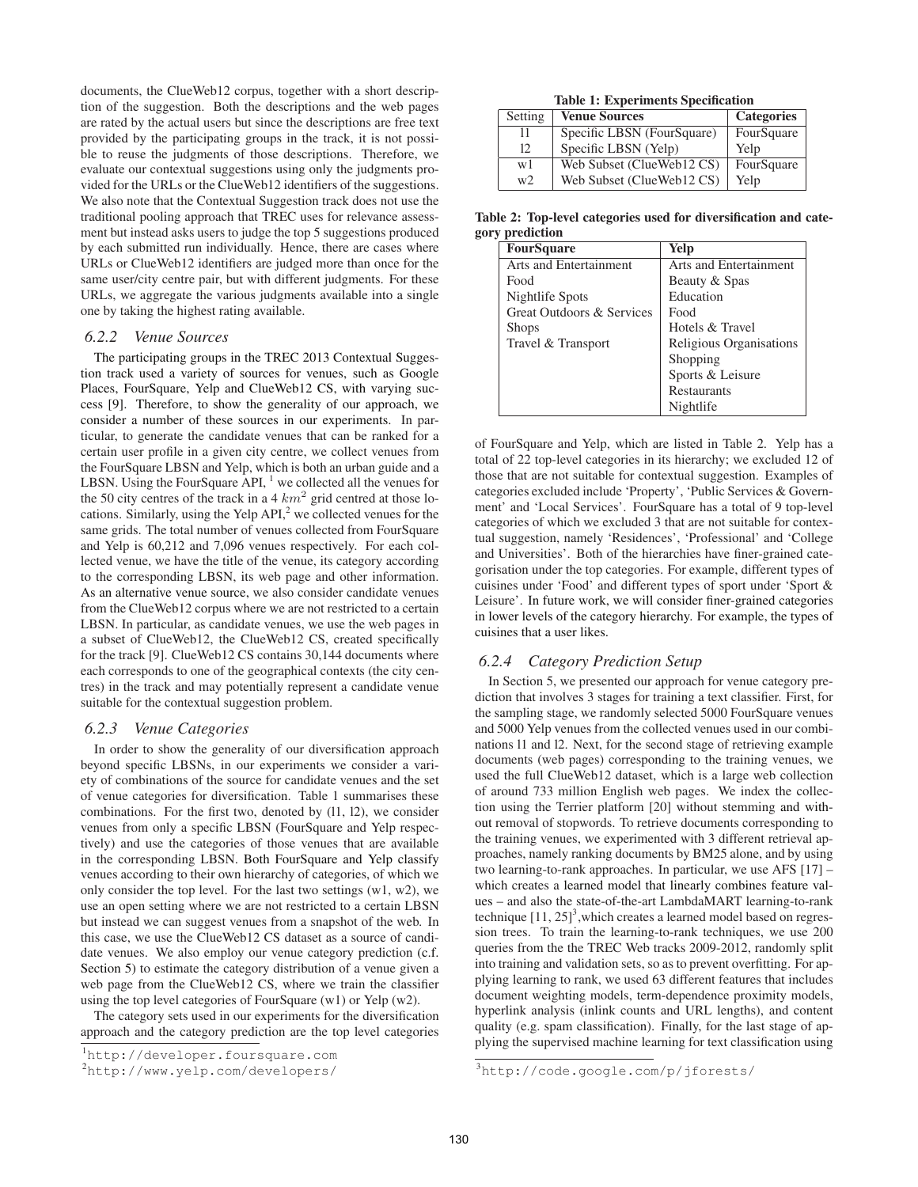documents, the ClueWeb12 corpus, together with a short description of the suggestion. Both the descriptions and the web pages are rated by the actual users but since the descriptions are free text provided by the participating groups in the track, it is not possible to reuse the judgments of those descriptions. Therefore, we evaluate our contextual suggestions using only the judgments provided for the URLs or the ClueWeb12 identifiers of the suggestions. We also note that the Contextual Suggestion track does not use the traditional pooling approach that TREC uses for relevance assessment but instead asks users to judge the top 5 suggestions produced by each submitted run individually. Hence, there are cases where URLs or ClueWeb12 identifiers are judged more than once for the same user/city centre pair, but with different judgments. For these URLs, we aggregate the various judgments available into a single one by taking the highest rating available.

### 6.2.2 Venue Sources

The participating groups in the TREC 2013 Contextual Suggestion track used a variety of sources for venues, such as Google Places, FourSquare, Yelp and ClueWeb12 CS, with varying success [9]. Therefore, to show the generality of our approach, we consider a number of these sources in our experiments. In particular, to generate the candidate venues that can be ranked for a certain user profile in a given city centre, we collect venues from the FourSquare LBSN and Yelp, which is both an urban guide and a LBSN. Using the FourSquare API, [1] we collected all the venues for the 50 city centres of the track in a 4 $km^2$ grid centred at those locations. Similarly, using the Yelp API,[2] we collected venues for the same grids. The total number of venues collected from FourSquare and Yelp is 60,212 and 7,096 venues respectively. For each collected venue, we have the title of the venue, its category according to the corresponding LBSN, its web page and other information. As an alternative venue source, we also consider candidate venues from the ClueWeb12 corpus where we are not restricted to a certain LBSN. In particular, as candidate venues, we use the web pages in a subset of ClueWeb12, the ClueWeb12 CS, created specifically for the track [9]. ClueWeb12 CS contains 30,144 documents where each corresponds to one of the geographical contexts (the city centres) in the track and may potentially represent a candidate venue suitable for the contextual suggestion problem.

### 6.2.3 Venue Categories

In order to show the generality of our diversification approach beyond specific LBSNs, in our experiments we consider a variety of combinations of the source for candidate venues and the set of venue categories for diversification. Table 1 summarises these combinations. For the first two, denoted by (l1, l2), we consider venues from only a specific LBSN (FourSquare and Yelp respectively) and use the categories of those venues that are available in the corresponding LBSN. Both FourSquare and Yelp classify venues according to their own hierarchy of categories, of which we only consider the top level. For the last two settings (w1, w2), we use an open setting where we are not restricted to a certain LBSN but instead we can suggest venues from a snapshot of the web. In this case, we use the ClueWeb12 CS dataset as a source of candidate venues. We also employ our venue category prediction (c.f. Section 5) to estimate the category distribution of a venue given a web page from the ClueWeb12 CS, where we train the classifier using the top level categories of FourSquare (w1) or Yelp (w2).

The category sets used in our experiments for the diversification approach and the category prediction are the top level categories of FourSquare and Yelp, which are listed in Table 2. Yelp has a total of 22 top-level categories in its hierarchy; we excluded 12 of those that are not suitable for contextual suggestion. Examples of categories excluded include 'Property', 'Public Services & Government' and 'Local Services'. FourSquare has a total of 9 top-level categories of which we excluded 3 that are not suitable for contextual suggestion, namely 'Residences', 'Professional' and 'College and Universities'. Both of the hierarchies have finer-grained categorisation under the top categories. For example, different types of cuisines under 'Food' and different types of sport under 'Sport & Leisure'. In future work, we will consider finer-grained categories in lower levels of the category hierarchy. For example, the types of cuisines that a user likes.

**Table 1: Experiments Specification**

| Setting | **Venue Sources** | **Categories** |
|---|---|---|
| l1 | Specific LBSN (FourSquare) | FourSquare |
| l2 | Specific LBSN (Yelp) | Yelp |
| w1 | Web Subset (ClueWeb12 CS) | FourSquare |
| w2 | Web Subset (ClueWeb12 CS) | Yelp |

**Table 2: Top-level categories used for diversification and category prediction**

| **FourSquare** | **Yelp** |
|---|---|
| Arts and Entertainment | Arts and Entertainment |
| Food | Beauty & Spas |
| Nightlife Spots | Education |
| Great Outdoors & Services | Food |
| Shops | Hotels & Travel |
| Travel & Transport | Religious Organisations |
| | Shopping |
| | Sports & Leisure |
| | Restaurants |
| | Nightlife |

### 6.2.4 Category Prediction Setup

In Section 5, we presented our approach for venue category prediction that involves 3 stages for training a text classifier. First, for the sampling stage, we randomly selected 5000 FourSquare venues and 5000 Yelp venues from the collected venues used in our combinations l1 and l2. Next, for the second stage of retrieving example documents (web pages) corresponding to the training venues, we used the full ClueWeb12 dataset, which is a large web collection of around 733 million English web pages. We index the collection using the Terrier platform [20] without stemming and without removal of stopwords. To retrieve documents corresponding to the training venues, we experimented with 3 different retrieval approaches, namely ranking documents by BM25 alone, and by using two learning-to-rank approaches. In particular, we use AFS [17] – which creates a learned model that linearly combines feature values – and also the state-of-the-art LambdaMART learning-to-rank technique [11, 25][3],which creates a learned model based on regression trees. To train the learning-to-rank techniques, we use 200 queries from the the TREC Web tracks 2009-2012, randomly split into training and validation sets, so as to prevent overfitting. For applying learning to rank, we used 63 different features that includes document weighting models, term-dependence proximity models, hyperlink analysis (inlink counts and URL lengths), and content quality (e.g. spam classification). Finally, for the last stage of applying the supervised machine learning for text classification using

[1] http://developer.foursquare.com

[2] http://www.yelp.com/developers/

[3] http://code.google.com/p/jforests/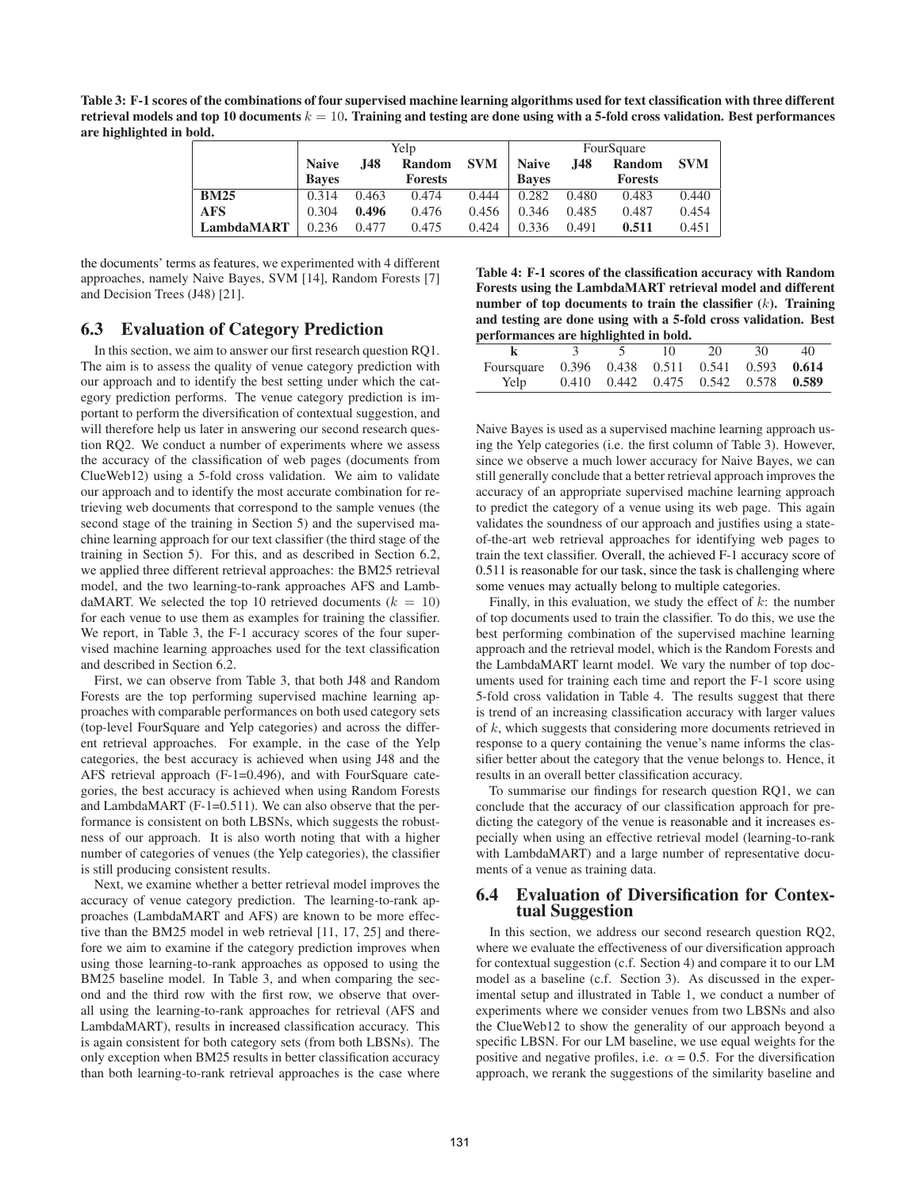**Table 3: F-1 scores of the combinations of four supervised machine learning algorithms used for text classification with three different retrieval models and top 10 documents $k = 10$. Training and testing are done using with a 5-fold cross validation. Best performances are highlighted in bold.**

| | Yelp | | | | FourSquare | | | |
|---|---|---|---|---|---|---|---|---|
| | **Naive Bayes** | **J48** | **Random Forests** | **SVM** | **Naive Bayes** | **J48** | **Random Forests** | **SVM** |
| **BM25** | 0.314 | 0.463 | 0.474 | 0.444 | 0.282 | 0.480 | 0.483 | 0.440 |
| **AFS** | 0.304 | **0.496** | 0.476 | 0.456 | 0.346 | 0.485 | 0.487 | 0.454 |
| **LambdaMART** | 0.236 | 0.477 | 0.475 | 0.424 | 0.336 | 0.491 | **0.511** | 0.451 |

the documents' terms as features, we experimented with 4 different approaches, namely Naive Bayes, SVM [14], Random Forests [7] and Decision Trees (J48) [21].

### 6.3 Evaluation of Category Prediction

In this section, we aim to answer our first research question RQ1. The aim is to assess the quality of venue category prediction with our approach and to identify the best setting under which the category prediction performs. The venue category prediction is important to perform the diversification of contextual suggestion, and will therefore help us later in answering our second research question RQ2. We conduct a number of experiments where we assess the accuracy of the classification of web pages (documents from ClueWeb12) using a 5-fold cross validation. We aim to validate our approach and to identify the most accurate combination for retrieving web documents that correspond to the sample venues (the second stage of the training in Section 5) and the supervised machine learning approach for our text classifier (the third stage of the training in Section 5). For this, and as described in Section 6.2, we applied three different retrieval approaches: the BM25 retrieval model, and the two learning-to-rank approaches AFS and LambdaMART. We selected the top 10 retrieved documents ($k = 10$) for each venue to use them as examples for training the classifier. We report, in Table 3, the F-1 accuracy scores of the four supervised machine learning approaches used for the text classification and described in Section 6.2.

First, we can observe from Table 3, that both J48 and Random Forests are the top performing supervised machine learning approaches with comparable performances on both used category sets (top-level FourSquare and Yelp categories) and across the different retrieval approaches. For example, in the case of the Yelp categories, the best accuracy is achieved when using J48 and the AFS retrieval approach (F-1=0.496), and with FourSquare categories, the best accuracy is achieved when using Random Forests and LambdaMART (F-1=0.511). We can also observe that the performance is consistent on both LBSNs, which suggests the robustness of our approach. It is also worth noting that with a higher number of categories of venues (the Yelp categories), the classifier is still producing consistent results.

Next, we examine whether a better retrieval model improves the accuracy of venue category prediction. The learning-to-rank approaches (LambdaMART and AFS) are known to be more effective than the BM25 model in web retrieval [11, 17, 25] and therefore we aim to examine if the category prediction improves when using those learning-to-rank approaches as opposed to using the BM25 baseline model. In Table 3, and when comparing the second and the third row with the first row, we observe that overall using the learning-to-rank approaches for retrieval (AFS and LambdaMART), results in increased classification accuracy. This is again consistent for both category sets (from both LBSNs). The only exception when BM25 results in better classification accuracy than both learning-to-rank retrieval approaches is the case where Naive Bayes is used as a supervised machine learning approach using the Yelp categories (i.e. the first column of Table 3). However, since we observe a much lower accuracy for Naive Bayes, we can still generally conclude that a better retrieval approach improves the accuracy of an appropriate supervised machine learning approach to predict the category of a venue using its web page. This again validates the soundness of our approach and justifies using a state-of-the-art web retrieval approaches for identifying web pages to train the text classifier. Overall, the achieved F-1 accuracy score of 0.511 is reasonable for our task, since the task is challenging where some venues may actually belong to multiple categories.

**Table 4: F-1 scores of the classification accuracy with Random Forests using the LambdaMART retrieval model and different number of top documents to train the classifier ($k$). Training and testing are done using with a 5-fold cross validation. Best performances are highlighted in bold.**

| k | 3 | 5 | 10 | 20 | 30 | 40 |
|---|---|---|---|---|---|---|
| Foursquare | 0.396 | 0.438 | 0.511 | 0.541 | 0.593 | **0.614** |
| Yelp | 0.410 | 0.442 | 0.475 | 0.542 | 0.578 | **0.589** |

Finally, in this evaluation, we study the effect of $k$: the number of top documents used to train the classifier. To do this, we use the best performing combination of the supervised machine learning approach and the retrieval model, which is the Random Forests and the LambdaMART learnt model. We vary the number of top documents used for training each time and report the F-1 score using 5-fold cross validation in Table 4. The results suggest that there is trend of an increasing classification accuracy with larger values of $k$, which suggests that considering more documents retrieved in response to a query containing the venue's name informs the classifier better about the category that the venue belongs to. Hence, it results in an overall better classification accuracy.

To summarise our findings for research question RQ1, we can conclude that the accuracy of our classification approach for predicting the category of the venue is reasonable and it increases especially when using an effective retrieval model (learning-to-rank with LambdaMART) and a large number of representative documents of a venue as training data.

### 6.4 Evaluation of Diversification for Contextual Suggestion

In this section, we address our second research question RQ2, where we evaluate the effectiveness of our diversification approach for contextual suggestion (c.f. Section 4) and compare it to our LM model as a baseline (c.f. Section 3). As discussed in the experimental setup and illustrated in Table 1, we conduct a number of experiments where we consider venues from two LBSNs and also the ClueWeb12 to show the generality of our approach beyond a specific LBSN. For our LM baseline, we use equal weights for the positive and negative profiles, i.e. $\alpha = 0.5$. For the diversification approach, we rerank the suggestions of the similarity baseline and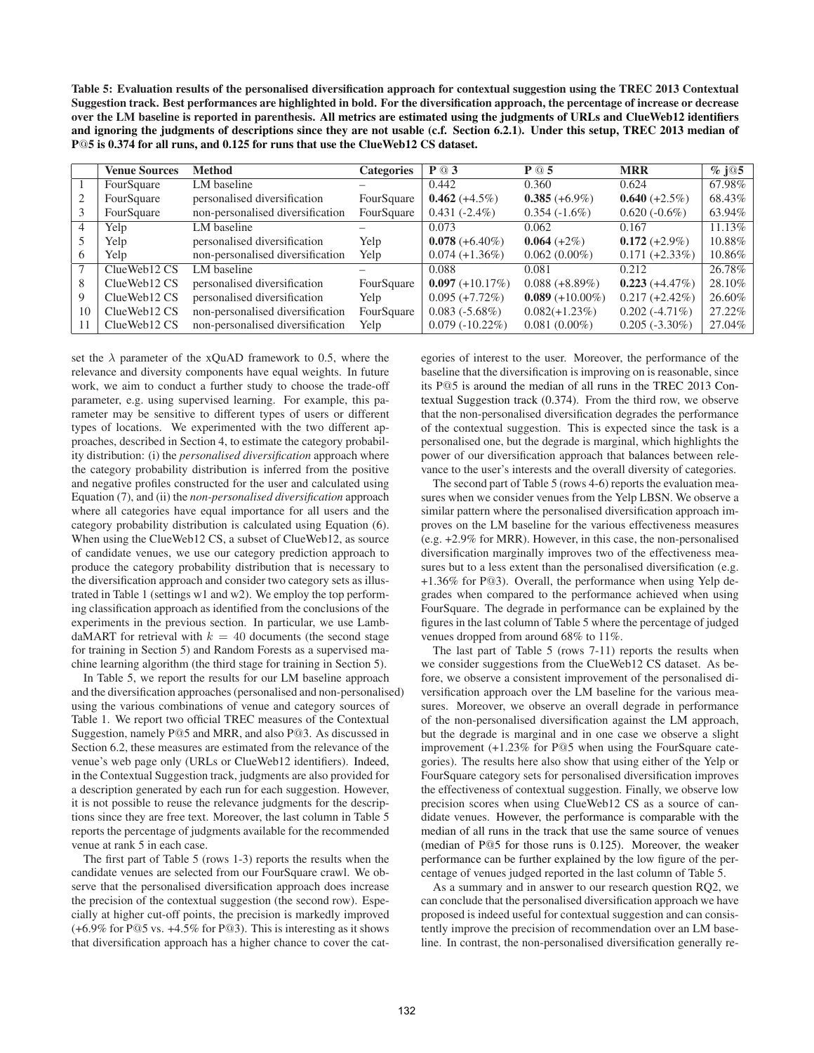**Table 5: Evaluation results of the personalised diversification approach for contextual suggestion using the TREC 2013 Contextual Suggestion track. Best performances are highlighted in bold. For the diversification approach, the percentage of increase or decrease over the LM baseline is reported in parenthesis. All metrics are estimated using the judgments of URLs and ClueWeb12 identifiers and ignoring the judgments of descriptions since they are not usable (c.f. Section 6.2.1). Under this setup, TREC 2013 median of P@5 is 0.374 for all runs, and 0.125 for runs that use the ClueWeb12 CS dataset.**

| | Venue Sources | Method | Categories | P @ 3 | P @ 5 | MRR | % j@5 |
|---|---|---|---|---|---|---|---|
| 1 | FourSquare | LM baseline | – | 0.442 | 0.360 | 0.624 | 67.98% |
| 2 | FourSquare | personalised diversification | FourSquare | **0.462** (+4.5%) | **0.385** (+6.9%) | **0.640** (+2.5%) | 68.43% |
| 3 | FourSquare | non-personalised diversification | FourSquare | 0.431 (-2.4%) | 0.354 (-1.6%) | 0.620 (-0.6%) | 63.94% |
| 4 | Yelp | LM baseline | – | 0.073 | 0.062 | 0.167 | 11.13% |
| 5 | Yelp | personalised diversification | Yelp | **0.078** (+6.40%) | **0.064** (+2%) | **0.172** (+2.9%) | 10.88% |
| 6 | Yelp | non-personalised diversification | Yelp | 0.074 (+1.36%) | 0.062 (0.00%) | 0.171 (+2.33%) | 10.86% |
| 7 | ClueWeb12 CS | LM baseline | – | 0.088 | 0.081 | 0.212 | 26.78% |
| 8 | ClueWeb12 CS | personalised diversification | FourSquare | **0.097** (+10.17%) | 0.088 (+8.89%) | **0.223** (+4.47%) | 28.10% |
| 9 | ClueWeb12 CS | personalised diversification | Yelp | 0.095 (+7.72%) | **0.089** (+10.00%) | 0.217 (+2.42%) | 26.60% |
| 10 | ClueWeb12 CS | non-personalised diversification | FourSquare | 0.083 (-5.68%) | 0.082(+1.23%) | 0.202 (-4.71%) | 27.22% |
| 11 | ClueWeb12 CS | non-personalised diversification | Yelp | 0.079 (-10.22%) | 0.081 (0.00%) | 0.205 (-3.30%) | 27.04% |

set the $\lambda$ parameter of the xQuAD framework to 0.5, where the relevance and diversity components have equal weights. In future work, we aim to conduct a further study to choose the trade-off parameter, e.g. using supervised learning. For example, this parameter may be sensitive to different types of users or different types of locations. We experimented with the two different approaches, described in Section 4, to estimate the category probability distribution: (i) the *personalised diversification* approach where the category probability distribution is inferred from the positive and negative profiles constructed for the user and calculated using Equation (7), and (ii) the *non-personalised diversification* approach where all categories have equal importance for all users and the category probability distribution is calculated using Equation (6). When using the ClueWeb12 CS, a subset of ClueWeb12, as source of candidate venues, we use our category prediction approach to produce the category probability distribution that is necessary to the diversification approach and consider two category sets as illustrated in Table 1 (settings w1 and w2). We employ the top performing classification approach as identified from the conclusions of the experiments in the previous section. In particular, we use LambdaMART for retrieval with $k = 40$ documents (the second stage for training in Section 5) and Random Forests as a supervised machine learning algorithm (the third stage for training in Section 5).

In Table 5, we report the results for our LM baseline approach and the diversification approaches (personalised and non-personalised) using the various combinations of venue and category sources of Table 1. We report two official TREC measures of the Contextual Suggestion, namely P@5 and MRR, and also P@3. As discussed in Section 6.2, these measures are estimated from the relevance of the venue's web page only (URLs or ClueWeb12 identifiers). Indeed, in the Contextual Suggestion track, judgments are also provided for a description generated by each run for each suggestion. However, it is not possible to reuse the relevance judgments for the descriptions since they are free text. Moreover, the last column in Table 5 reports the percentage of judgments available for the recommended venue at rank 5 in each case.

The first part of Table 5 (rows 1-3) reports the results when the candidate venues are selected from our FourSquare crawl. We observe that the personalised diversification approach does increase the precision of the contextual suggestion (the second row). Especially at higher cut-off points, the precision is markedly improved (+6.9% for P@5 vs. +4.5% for P@3). This is interesting as it shows that diversification approach has a higher chance to cover the categories of interest to the user. Moreover, the performance of the baseline that the diversification is improving on is reasonable, since its P@5 is around the median of all runs in the TREC 2013 Contextual Suggestion track (0.374). From the third row, we observe that the non-personalised diversification degrades the performance of the contextual suggestion. This is expected since the task is a personalised one, but the degrade is marginal, which highlights the power of our diversification approach that balances between relevance to the user's interests and the overall diversity of categories.

The second part of Table 5 (rows 4-6) reports the evaluation measures when we consider venues from the Yelp LBSN. We observe a similar pattern where the personalised diversification approach improves on the LM baseline for the various effectiveness measures (e.g. +2.9% for MRR). However, in this case, the non-personalised diversification marginally improves two of the effectiveness measures but to a less extent than the personalised diversification (e.g. +1.36% for P@3). Overall, the performance when using Yelp degrades when compared to the performance achieved when using FourSquare. The degrade in performance can be explained by the figures in the last column of Table 5 where the percentage of judged venues dropped from around 68% to 11%.

The last part of Table 5 (rows 7-11) reports the results when we consider suggestions from the ClueWeb12 CS dataset. As before, we observe a consistent improvement of the personalised diversification approach over the LM baseline for the various measures. Moreover, we observe an overall degrade in performance of the non-personalised diversification against the LM approach, but the degrade is marginal and in one case we observe a slight improvement (+1.23% for P@5 when using the FourSquare categories). The results here also show that using either of the Yelp or FourSquare category sets for personalised diversification improves the effectiveness of contextual suggestion. Finally, we observe low precision scores when using ClueWeb12 CS as a source of candidate venues. However, the performance is comparable with the median of all runs in the track that use the same source of venues (median of P@5 for those runs is 0.125). Moreover, the weaker performance can be further explained by the low figure of the percentage of venues judged reported in the last column of Table 5.

As a summary and in answer to our research question RQ2, we can conclude that the personalised diversification approach we have proposed is indeed useful for contextual suggestion and can consistently improve the precision of recommendation over an LM baseline. In contrast, the non-personalised diversification generally re-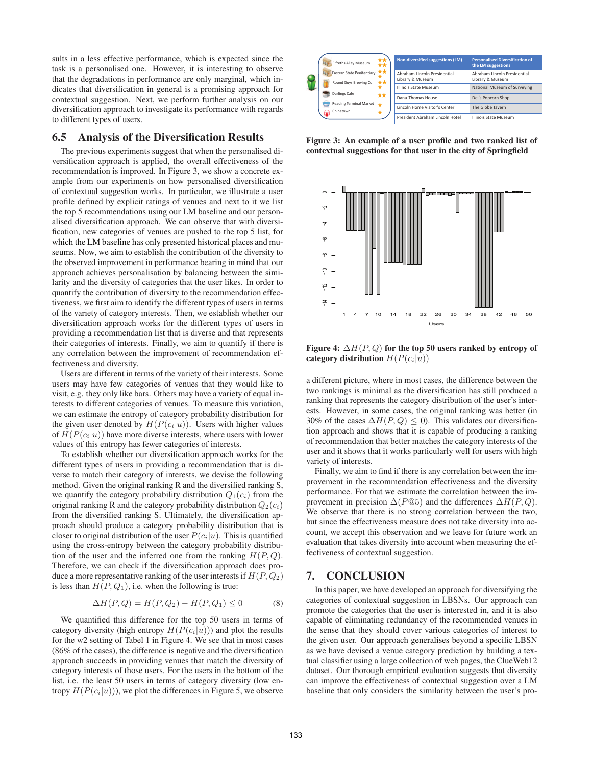sults in a less effective performance, which is expected since the task is a personalised one. However, it is interesting to observe that the degradations in performance are only marginal, which indicates that diversification in general is a promising approach for contextual suggestion. Next, we perform further analysis on our diversification approach to investigate its performance with regards to different types of users.

## 6.5 Analysis of the Diversification Results

The previous experiments suggest that when the personalised diversification approach is applied, the overall effectiveness of the recommendation is improved. In Figure 3, we show a concrete example from our experiments on how personalised diversification of contextual suggestions works. In particular, we illustrate a user profile defined by explicit ratings of venues and next to it we list the top 5 recommendations using our LM baseline and our personalised diversification approach. We can observe that with diversification, new categories of venues are pushed to the top 5 list, for which the LM baseline has only presented historical places and museums. Now, we aim to establish the contribution of the diversity to the observed improvement in performance bearing in mind that our approach achieves personalisation by balancing between the similarity and the diversity of categories that the user likes. In order to quantify the contribution of diversity to the recommendation effectiveness, we first aim to identify the different types of users in terms of the variety of category interests. Then, we establish whether our diversification approach works for the different types of users in providing a recommendation list that is diverse and that represents their categories of interests. Finally, we aim to quantify if there is any correlation between the improvement of recommendation effectiveness and diversity.

Users are different in terms of the variety of their interests. Some users may have few categories of venues that they would like to visit, e.g. they only like bars. Others may have a variety of equal interests to different categories of venues. To measure this variation, we can estimate the entropy of category probability distribution for the given user denoted by $H(P(c_i|u))$. Users with higher values of $H(P(c_i|u))$ have more diverse interests, where users with lower values of this entropy has fewer categories of interests.

To establish whether our diversification approach works for the different types of users in providing a recommendation that is diverse to match their category of interests, we devise the following method. Given the original ranking R and the diversified ranking S, we quantify the category probability distribution $Q_1(c_i)$ from the original ranking R and the category probability distribution $Q_2(c_i)$ from the diversified ranking S. Ultimately, the diversification approach should produce a category probability distribution that is closer to original distribution of the user $P(c_i|u)$. This is quantified using the cross-entropy between the category probability distribution of the user and the inferred one from the ranking $H(P,Q)$. Therefore, we can check if the diversification approach does produce a more representative ranking of the user interests if $H(P,Q_2)$ is less than $H(P,Q_1)$, i.e. when the following is true:

$$\Delta H(P,Q) = H(P,Q_2) - H(P,Q_1) \leq 0 \tag{8}$$

We quantified this difference for the top 50 users in terms of category diversity (high entropy $H(P(c_i|u))$) and plot the results for the w2 setting of Tabel 1 in Figure 4. We see that in most cases (86% of the cases), the difference is negative and the diversification approach succeeds in providing venues that match the diversity of category interests of those users. For the users in the bottom of the list, i.e. the least 50 users in terms of category diversity (low entropy $H(P(c_i|u))$), we plot the differences in Figure 5, we observe a different picture, where in most cases, the difference between the two rankings is minimal as the diversification has still produced a ranking that represents the category distribution of the user's interests. However, in some cases, the original ranking was better (in 30% of the cases $\Delta H(P,Q) \leq 0$). This validates our diversification approach and shows that it is capable of producing a ranking of recommendation that better matches the category interests of the user and it shows that it works particularly well for users with high variety of interests.

Finally, we aim to find if there is any correlation between the improvement in the recommendation effectiveness and the diversity performance. For that we estimate the correlation between the improvement in precision $\Delta(P@5)$ and the differences $\Delta H(P,Q)$. We observe that there is no strong correlation between the two, but since the effectiveness measure does not take diversity into account, we accept this observation and we leave for future work an evaluation that takes diversity into account when measuring the effectiveness of contextual suggestion.

| Non-diversified suggestions (LM) | Personalised Diversification of the LM suggestions |
|---|---|
| Abraham Lincoln Presidential Library & Museum | Abraham Lincoln Presidential Library & Museum |
| Illinois State Museum | National Museum of Surveying |
| Dana-Thomas House | Del's Popcorn Shop |
| Lincoln Home Visitor's Center | The Globe Tavern |
| President Abraham Lincoln Hotel | Illinois State Museum |

User profile: Elfreths Alley Museum; Eastern State Penitentiary; Round Guys Brewing Co; Darlings Cafe; Reading Terminal Market; Chinatown

**Figure 3: An example of a user profile and two ranked list of contextual suggestions for that user in the city of Springfield**

**Figure 4: $\Delta H(P,Q)$ for the top 50 users ranked by entropy of category distribution $H(P(c_i|u))$**

## 7. CONCLUSION

In this paper, we have developed an approach for diversifying the categories of contextual suggestion in LBSNs. Our approach can promote the categories that the user is interested in, and it is also capable of eliminating redundancy of the recommended venues in the sense that they should cover various categories of interest to the given user. Our approach generalises beyond a specific LBSN as we have devised a venue category prediction by building a textual classifier using a large collection of web pages, the ClueWeb12 dataset. Our thorough empirical evaluation suggests that diversity can improve the effectiveness of contextual suggestion over a LM baseline that only considers the similarity between the user's pro-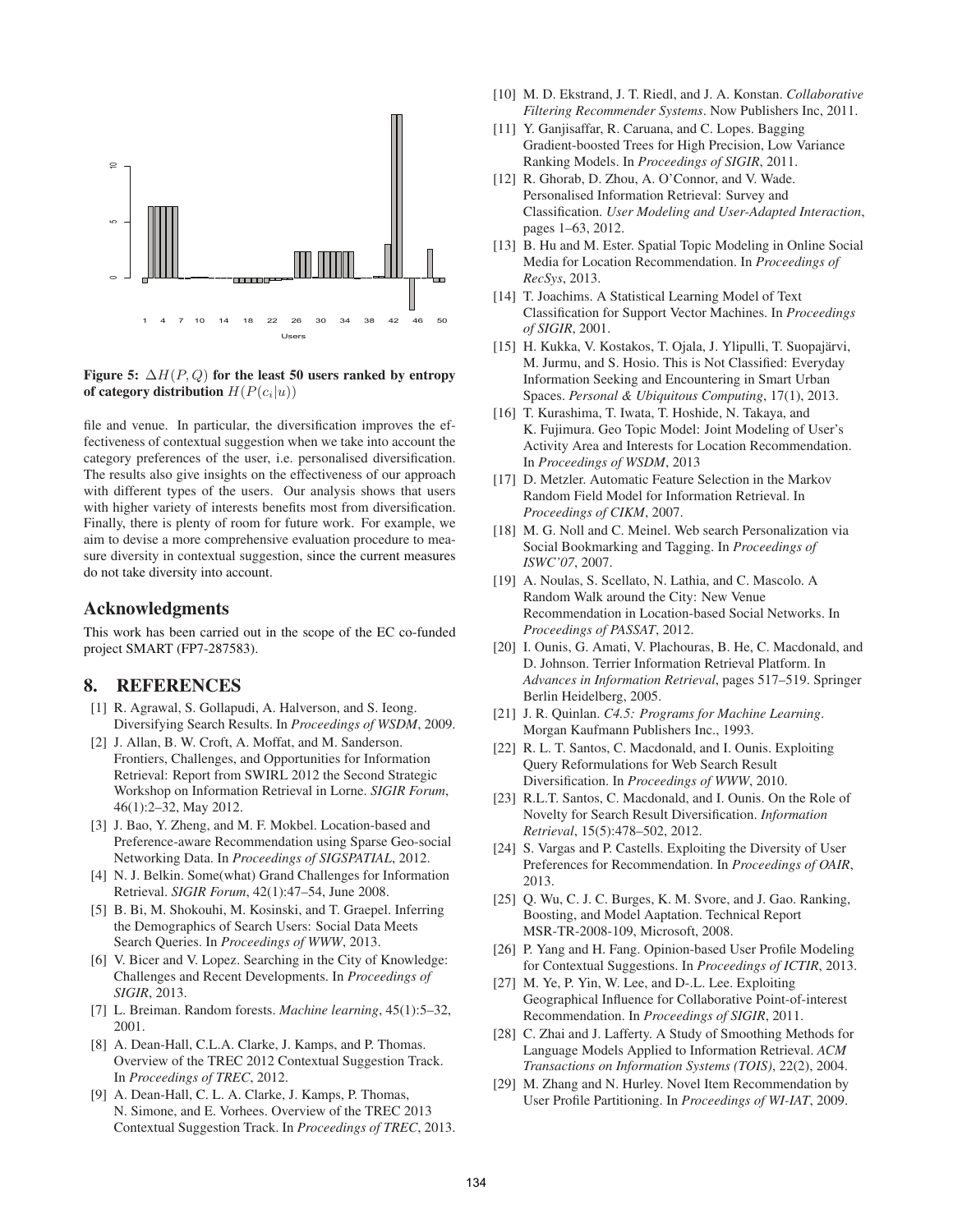0
5
10

1 4 7 10 14 18 22 26 30 34 38 42 46 50

Users

**Figure 5: $\Delta H(P, Q)$ for the least 50 users ranked by entropy of category distribution $H(P(c_i|u))$**

file and venue. In particular, the diversification improves the effectiveness of contextual suggestion when we take into account the category preferences of the user, i.e. personalised diversification. The results also give insights on the effectiveness of our approach with different types of the users. Our analysis shows that users with higher variety of interests benefits most from diversification. Finally, there is plenty of room for future work. For example, we aim to devise a more comprehensive evaluation procedure to measure diversity in contextual suggestion, since the current measures do not take diversity into account.

## Acknowledgments

This work has been carried out in the scope of the EC co-funded project SMART (FP7-287583).

## 8. REFERENCES

[1] R. Agrawal, S. Gollapudi, A. Halverson, and S. Ieong. Diversifying Search Results. In *Proceedings of WSDM*, 2009.

[2] J. Allan, B. W. Croft, A. Moffat, and M. Sanderson. Frontiers, Challenges, and Opportunities for Information Retrieval: Report from SWIRL 2012 the Second Strategic Workshop on Information Retrieval in Lorne. *SIGIR Forum*, 46(1):2–32, May 2012.

[3] J. Bao, Y. Zheng, and M. F. Mokbel. Location-based and Preference-aware Recommendation using Sparse Geo-social Networking Data. In *Proceedings of SIGSPATIAL*, 2012.

[4] N. J. Belkin. Some(what) Grand Challenges for Information Retrieval. *SIGIR Forum*, 42(1):47–54, June 2008.

[5] B. Bi, M. Shokouhi, M. Kosinski, and T. Graepel. Inferring the Demographics of Search Users: Social Data Meets Search Queries. In *Proceedings of WWW*, 2013.

[6] V. Bicer and V. Lopez. Searching in the City of Knowledge: Challenges and Recent Developments. In *Proceedings of SIGIR*, 2013.

[7] L. Breiman. Random forests. *Machine learning*, 45(1):5–32, 2001.

[8] A. Dean-Hall, C.L.A. Clarke, J. Kamps, and P. Thomas. Overview of the TREC 2012 Contextual Suggestion Track. In *Proceedings of TREC*, 2012.

[9] A. Dean-Hall, C. L. A. Clarke, J. Kamps, P. Thomas, N. Simone, and E. Vorhees. Overview of the TREC 2013 Contextual Suggestion Track. In *Proceedings of TREC*, 2013.

[10] M. D. Ekstrand, J. T. Riedl, and J. A. Konstan. *Collaborative Filtering Recommender Systems*. Now Publishers Inc, 2011.

[11] Y. Ganjisaffar, R. Caruana, and C. Lopes. Bagging Gradient-boosted Trees for High Precision, Low Variance Ranking Models. In *Proceedings of SIGIR*, 2011.

[12] R. Ghorab, D. Zhou, A. O'Connor, and V. Wade. Personalised Information Retrieval: Survey and Classification. *User Modeling and User-Adapted Interaction*, pages 1–63, 2012.

[13] B. Hu and M. Ester. Spatial Topic Modeling in Online Social Media for Location Recommendation. In *Proceedings of RecSys*, 2013.

[14] T. Joachims. A Statistical Learning Model of Text Classification for Support Vector Machines. In *Proceedings of SIGIR*, 2001.

[15] H. Kukka, V. Kostakos, T. Ojala, J. Ylipulli, T. Suopajärvi, M. Jurmu, and S. Hosio. This is Not Classified: Everyday Information Seeking and Encountering in Smart Urban Spaces. *Personal & Ubiquitous Computing*, 17(1), 2013.

[16] T. Kurashima, T. Iwata, T. Hoshide, N. Takaya, and K. Fujimura. Geo Topic Model: Joint Modeling of User's Activity Area and Interests for Location Recommendation. In *Proceedings of WSDM*, 2013

[17] D. Metzler. Automatic Feature Selection in the Markov Random Field Model for Information Retrieval. In *Proceedings of CIKM*, 2007.

[18] M. G. Noll and C. Meinel. Web search Personalization via Social Bookmarking and Tagging. In *Proceedings of ISWC'07*, 2007.

[19] A. Noulas, S. Scellato, N. Lathia, and C. Mascolo. A Random Walk around the City: New Venue Recommendation in Location-based Social Networks. In *Proceedings of PASSAT*, 2012.

[20] I. Ounis, G. Amati, V. Plachouras, B. He, C. Macdonald, and D. Johnson. Terrier Information Retrieval Platform. In *Advances in Information Retrieval*, pages 517–519. Springer Berlin Heidelberg, 2005.

[21] J. R. Quinlan. *C4.5: Programs for Machine Learning*. Morgan Kaufmann Publishers Inc., 1993.

[22] R. L. T. Santos, C. Macdonald, and I. Ounis. Exploiting Query Reformulations for Web Search Result Diversification. In *Proceedings of WWW*, 2010.

[23] R.L.T. Santos, C. Macdonald, and I. Ounis. On the Role of Novelty for Search Result Diversification. *Information Retrieval*, 15(5):478–502, 2012.

[24] S. Vargas and P. Castells. Exploiting the Diversity of User Preferences for Recommendation. In *Proceedings of OAIR*, 2013.

[25] Q. Wu, C. J. C. Burges, K. M. Svore, and J. Gao. Ranking, Boosting, and Model Aaptation. Technical Report MSR-TR-2008-109, Microsoft, 2008.

[26] P. Yang and H. Fang. Opinion-based User Profile Modeling for Contextual Suggestions. In *Proceedings of ICTIR*, 2013.

[27] M. Ye, P. Yin, W. Lee, and D-.L. Lee. Exploiting Geographical Influence for Collaborative Point-of-interest Recommendation. In *Proceedings of SIGIR*, 2011.

[28] C. Zhai and J. Lafferty. A Study of Smoothing Methods for Language Models Applied to Information Retrieval. *ACM Transactions on Information Systems (TOIS)*, 22(2), 2004.

[29] M. Zhang and N. Hurley. Novel Item Recommendation by User Profile Partitioning. In *Proceedings of WI-IAT*, 2009.